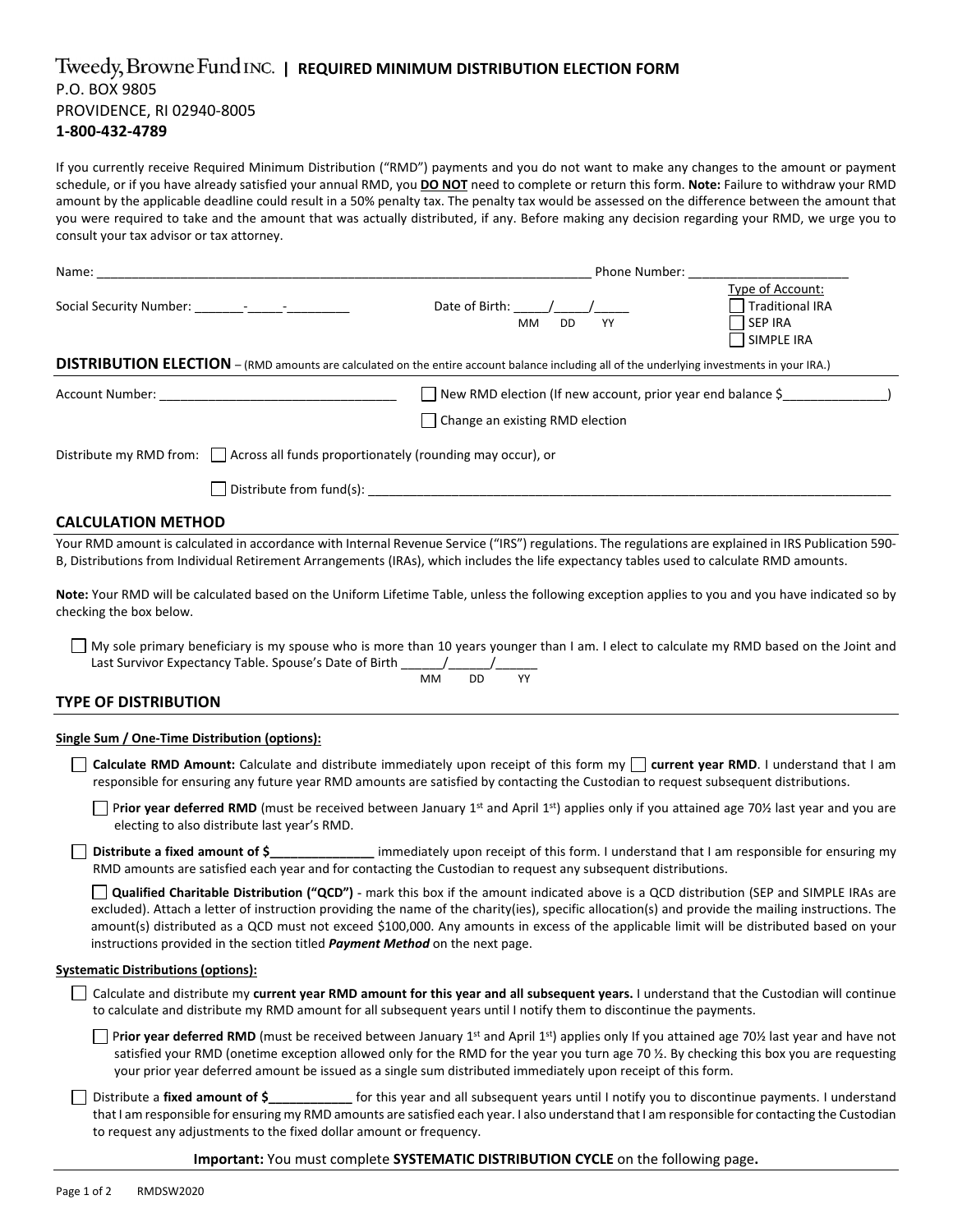# Tweedy, Browne Fund INC. | REQUIRED MINIMUM DISTRIBUTION ELECTION FORM

P.O. BOX 9805
PROVIDENCE, RI 02940-8005
**1-800-432-4789**

If you currently receive Required Minimum Distribution ("RMD") payments and you do not want to make any changes to the amount or payment schedule, or if you have already satisfied your annual RMD, you **DO NOT** need to complete or return this form. **Note:** Failure to withdraw your RMD amount by the applicable deadline could result in a 50% penalty tax. The penalty tax would be assessed on the difference between the amount that you were required to take and the amount that was actually distributed, if any. Before making any decision regarding your RMD, we urge you to consult your tax advisor or tax attorney.

Name: ______________________________________________ Phone Number: ____________________

Social Security Number: _______-_____-_________ Date of Birth: _____/_____/_____ (MM DD YY)

Type of Account:
- ☐ Traditional IRA
- ☐ SEP IRA
- ☐ SIMPLE IRA

## DISTRIBUTION ELECTION – (RMD amounts are calculated on the entire account balance including all of the underlying investments in your IRA.)

Account Number: _________________________________

☐ New RMD election (If new account, prior year end balance $_______________)

☐ Change an existing RMD election

Distribute my RMD from: ☐ Across all funds proportionately (rounding may occur), or

☐ Distribute from fund(s): ______________________________________________________________

## CALCULATION METHOD

Your RMD amount is calculated in accordance with Internal Revenue Service ("IRS") regulations. The regulations are explained in IRS Publication 590-B, Distributions from Individual Retirement Arrangements (IRAs), which includes the life expectancy tables used to calculate RMD amounts.

**Note:** Your RMD will be calculated based on the Uniform Lifetime Table, unless the following exception applies to you and you have indicated so by checking the box below.

☐ My sole primary beneficiary is my spouse who is more than 10 years younger than I am. I elect to calculate my RMD based on the Joint and Last Survivor Expectancy Table. Spouse's Date of Birth ______/______/______ (MM DD YY)

## TYPE OF DISTRIBUTION

**Single Sum / One-Time Distribution (options):**

☐ **Calculate RMD Amount:** Calculate and distribute immediately upon receipt of this form my ☐ **current year RMD**. I understand that I am responsible for ensuring any future year RMD amounts are satisfied by contacting the Custodian to request subsequent distributions.

☐ P**rior year deferred RMD** (must be received between January 1st and April 1st) applies only if you attained age 70½ last year and you are electing to also distribute last year's RMD.

☐ **Distribute a fixed amount of $_______________** immediately upon receipt of this form. I understand that I am responsible for ensuring my RMD amounts are satisfied each year and for contacting the Custodian to request any subsequent distributions.

☐ **Qualified Charitable Distribution ("QCD")** - mark this box if the amount indicated above is a QCD distribution (SEP and SIMPLE IRAs are excluded). Attach a letter of instruction providing the name of the charity(ies), specific allocation(s) and provide the mailing instructions. The amount(s) distributed as a QCD must not exceed $100,000. Any amounts in excess of the applicable limit will be distributed based on your instructions provided in the section titled ***Payment Method*** on the next page.

**Systematic Distributions (options):**

☐ Calculate and distribute my **current year RMD amount for this year and all subsequent years.** I understand that the Custodian will continue to calculate and distribute my RMD amount for all subsequent years until I notify them to discontinue the payments.

☐ P**rior year deferred RMD** (must be received between January 1st and April 1st) applies only If you attained age 70½ last year and have not satisfied your RMD (onetime exception allowed only for the RMD for the year you turn age 70 ½. By checking this box you are requesting your prior year deferred amount be issued as a single sum distributed immediately upon receipt of this form.

☐ Distribute a **fixed amount of $____________** for this year and all subsequent years until I notify you to discontinue payments. I understand that I am responsible for ensuring my RMD amounts are satisfied each year. I also understand that I am responsible for contacting the Custodian to request any adjustments to the fixed dollar amount or frequency.

**Important:** You must complete **SYSTEMATIC DISTRIBUTION CYCLE** on the following page**.**

RMDSW2020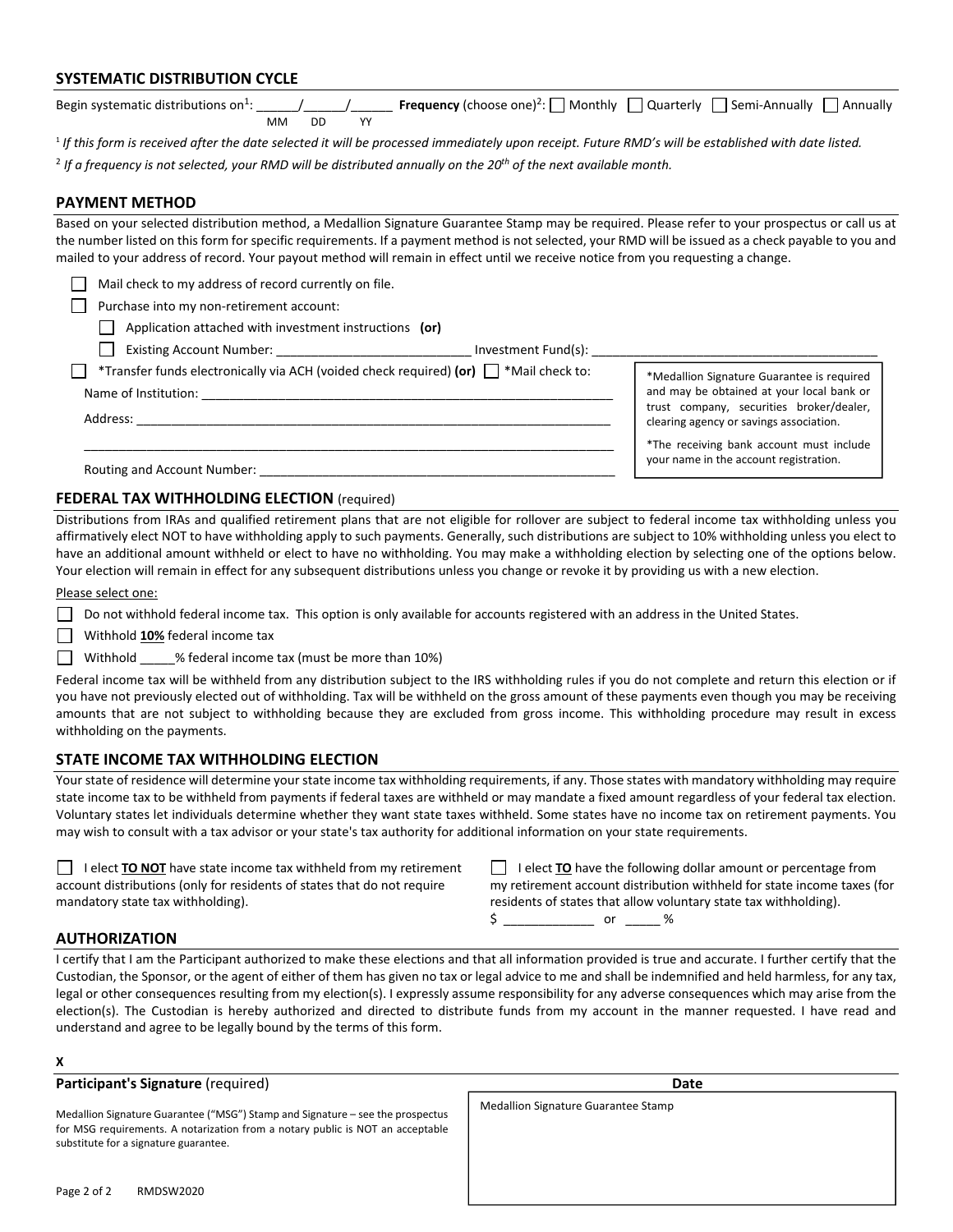## SYSTEMATIC DISTRIBUTION CYCLE

Begin systematic distributions on[1]: ______/______/______ **Frequency** (choose one)[2]: ☐ Monthly ☐ Quarterly ☐ Semi-Annually ☐ Annually
MM DD YY

[1] *If this form is received after the date selected it will be processed immediately upon receipt. Future RMD's will be established with date listed.*

[2] *If a frequency is not selected, your RMD will be distributed annually on the 20th of the next available month.*

## PAYMENT METHOD

Based on your selected distribution method, a Medallion Signature Guarantee Stamp may be required. Please refer to your prospectus or call us at the number listed on this form for specific requirements. If a payment method is not selected, your RMD will be issued as a check payable to you and mailed to your address of record. Your payout method will remain in effect until we receive notice from you requesting a change.

☐ Mail check to my address of record currently on file.

☐ Purchase into my non-retirement account:

- ☐ Application attached with investment instructions **(or)**
- ☐ Existing Account Number: ___________________________ Investment Fund(s): ________________________________________

☐ *Transfer funds electronically via ACH (voided check required) **(or)** ☐ *Mail check to:

Name of Institution: ___________________________________________________________

Address: ______________________________________________________________________

_____________________________________________________________________________

Routing and Account Number: ____________________________________________________

*Medallion Signature Guarantee is required and may be obtained at your local bank or trust company, securities broker/dealer, clearing agency or savings association.

*The receiving bank account must include your name in the account registration.

## FEDERAL TAX WITHHOLDING ELECTION (required)

Distributions from IRAs and qualified retirement plans that are not eligible for rollover are subject to federal income tax withholding unless you affirmatively elect NOT to have withholding apply to such payments. Generally, such distributions are subject to 10% withholding unless you elect to have an additional amount withheld or elect to have no withholding. You may make a withholding election by selecting one of the options below. Your election will remain in effect for any subsequent distributions unless you change or revoke it by providing us with a new election.

Please select one:

☐ Do not withhold federal income tax. This option is only available for accounts registered with an address in the United States.

☐ Withhold **10%** federal income tax

☐ Withhold _____% federal income tax (must be more than 10%)

Federal income tax will be withheld from any distribution subject to the IRS withholding rules if you do not complete and return this election or if you have not previously elected out of withholding. Tax will be withheld on the gross amount of these payments even though you may be receiving amounts that are not subject to withholding because they are excluded from gross income. This withholding procedure may result in excess withholding on the payments.

## STATE INCOME TAX WITHHOLDING ELECTION

Your state of residence will determine your state income tax withholding requirements, if any. Those states with mandatory withholding may require state income tax to be withheld from payments if federal taxes are withheld or may mandate a fixed amount regardless of your federal tax election. Voluntary states let individuals determine whether they want state taxes withheld. Some states have no income tax on retirement payments. You may wish to consult with a tax advisor or your state's tax authority for additional information on your state requirements.

☐ I elect **TO NOT** have state income tax withheld from my retirement account distributions (only for residents of states that do not require mandatory state tax withholding).

☐ I elect **TO** have the following dollar amount or percentage from my retirement account distribution withheld for state income taxes (for residents of states that allow voluntary state tax withholding).
$ ____________ or _____ %

## AUTHORIZATION

I certify that I am the Participant authorized to make these elections and that all information provided is true and accurate. I further certify that the Custodian, the Sponsor, or the agent of either of them has given no tax or legal advice to me and shall be indemnified and held harmless, for any tax, legal or other consequences resulting from my election(s). I expressly assume responsibility for any adverse consequences which may arise from the election(s). The Custodian is hereby authorized and directed to distribute funds from my account in the manner requested. I have read and understand and agree to be legally bound by the terms of this form.

**X**

**Participant's Signature** (required) **Date**

Medallion Signature Guarantee ("MSG") Stamp and Signature – see the prospectus for MSG requirements. A notarization from a notary public is NOT an acceptable substitute for a signature guarantee.

Medallion Signature Guarantee Stamp

RMDSW2020